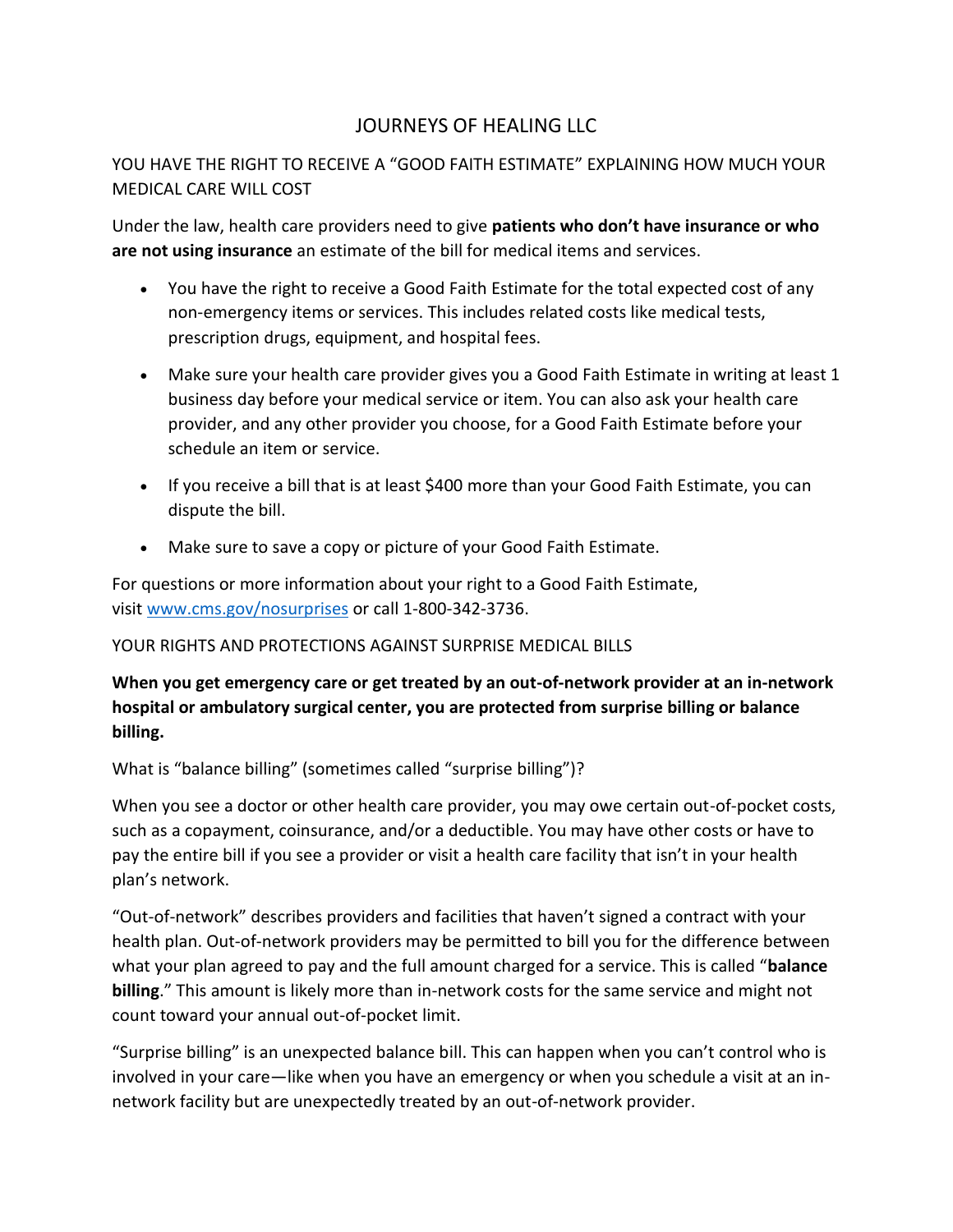# JOURNEYS OF HEALING LLC

## YOU HAVE THE RIGHT TO RECEIVE A "GOOD FAITH ESTIMATE" EXPLAINING HOW MUCH YOUR MEDICAL CARE WILL COST

Under the law, health care providers need to give **patients who don't have insurance or who are not using insurance** an estimate of the bill for medical items and services.

- You have the right to receive a Good Faith Estimate for the total expected cost of any non-emergency items or services. This includes related costs like medical tests, prescription drugs, equipment, and hospital fees.
- Make sure your health care provider gives you a Good Faith Estimate in writing at least 1 business day before your medical service or item. You can also ask your health care provider, and any other provider you choose, for a Good Faith Estimate before your schedule an item or service.
- If you receive a bill that is at least $400 more than your Good Faith Estimate, you can dispute the bill.
- Make sure to save a copy or picture of your Good Faith Estimate.

For questions or more information about your right to a Good Faith Estimate, visit [www.cms.gov/nosurprises](www.cms.gov/nosurprises) or call 1-800-342-3736.

## YOUR RIGHTS AND PROTECTIONS AGAINST SURPRISE MEDICAL BILLS

**When you get emergency care or get treated by an out-of-network provider at an in-network hospital or ambulatory surgical center, you are protected from surprise billing or balance billing.**

What is "balance billing" (sometimes called "surprise billing")?

When you see a doctor or other health care provider, you may owe certain out-of-pocket costs, such as a copayment, coinsurance, and/or a deductible. You may have other costs or have to pay the entire bill if you see a provider or visit a health care facility that isn't in your health plan's network.

"Out-of-network" describes providers and facilities that haven't signed a contract with your health plan. Out-of-network providers may be permitted to bill you for the difference between what your plan agreed to pay and the full amount charged for a service. This is called "**balance billing**." This amount is likely more than in-network costs for the same service and might not count toward your annual out-of-pocket limit.

"Surprise billing" is an unexpected balance bill. This can happen when you can't control who is involved in your care—like when you have an emergency or when you schedule a visit at an in-network facility but are unexpectedly treated by an out-of-network provider.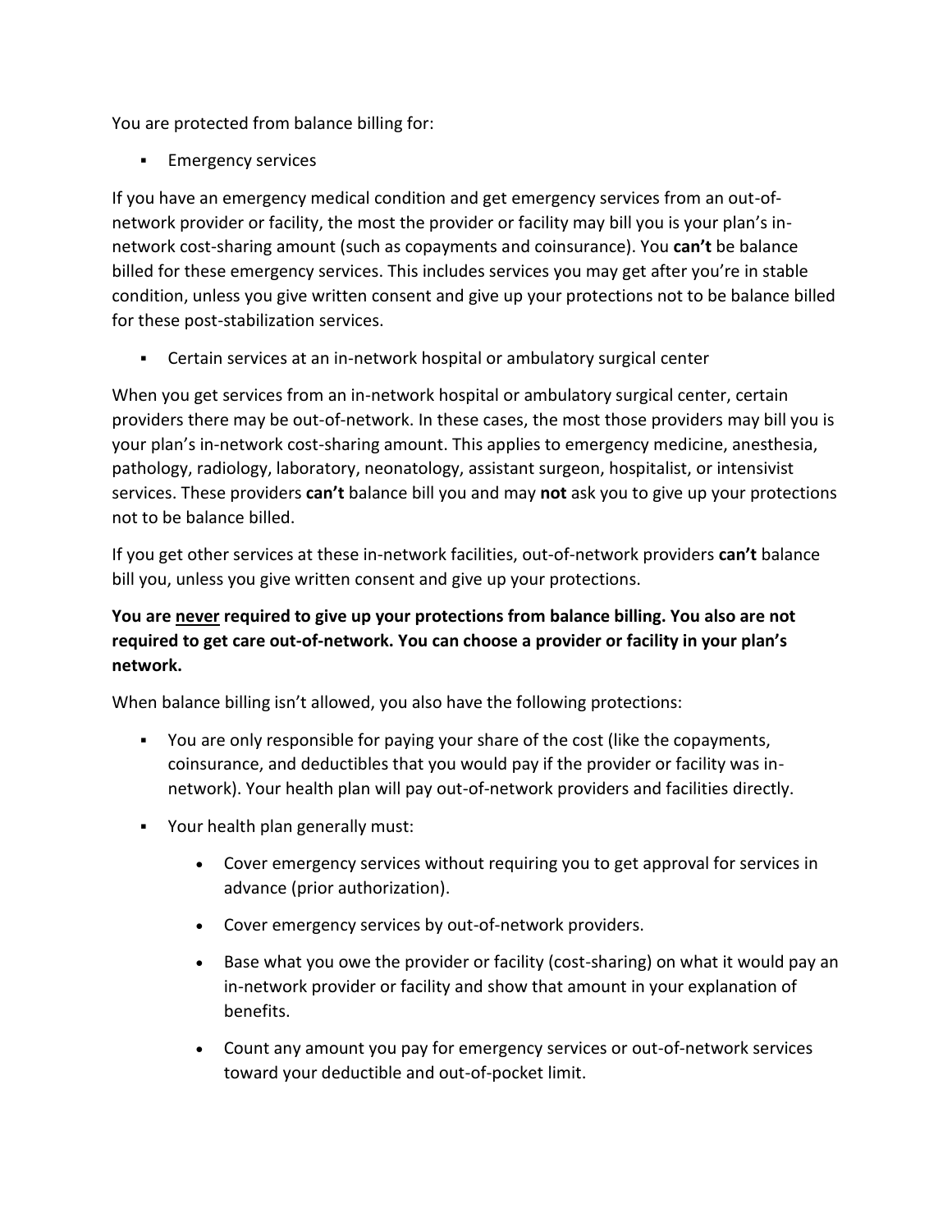You are protected from balance billing for:

- Emergency services

If you have an emergency medical condition and get emergency services from an out-of-network provider or facility, the most the provider or facility may bill you is your plan's in-network cost-sharing amount (such as copayments and coinsurance). You **can't** be balance billed for these emergency services. This includes services you may get after you're in stable condition, unless you give written consent and give up your protections not to be balance billed for these post-stabilization services.

- Certain services at an in-network hospital or ambulatory surgical center

When you get services from an in-network hospital or ambulatory surgical center, certain providers there may be out-of-network. In these cases, the most those providers may bill you is your plan's in-network cost-sharing amount. This applies to emergency medicine, anesthesia, pathology, radiology, laboratory, neonatology, assistant surgeon, hospitalist, or intensivist services. These providers **can't** balance bill you and may **not** ask you to give up your protections not to be balance billed.

If you get other services at these in-network facilities, out-of-network providers **can't** balance bill you, unless you give written consent and give up your protections.

**You are <u>never</u> required to give up your protections from balance billing. You also are not required to get care out-of-network. You can choose a provider or facility in your plan's network.**

When balance billing isn't allowed, you also have the following protections:

- You are only responsible for paying your share of the cost (like the copayments, coinsurance, and deductibles that you would pay if the provider or facility was in-network). Your health plan will pay out-of-network providers and facilities directly.
- Your health plan generally must:
  - Cover emergency services without requiring you to get approval for services in advance (prior authorization).
  - Cover emergency services by out-of-network providers.
  - Base what you owe the provider or facility (cost-sharing) on what it would pay an in-network provider or facility and show that amount in your explanation of benefits.
  - Count any amount you pay for emergency services or out-of-network services toward your deductible and out-of-pocket limit.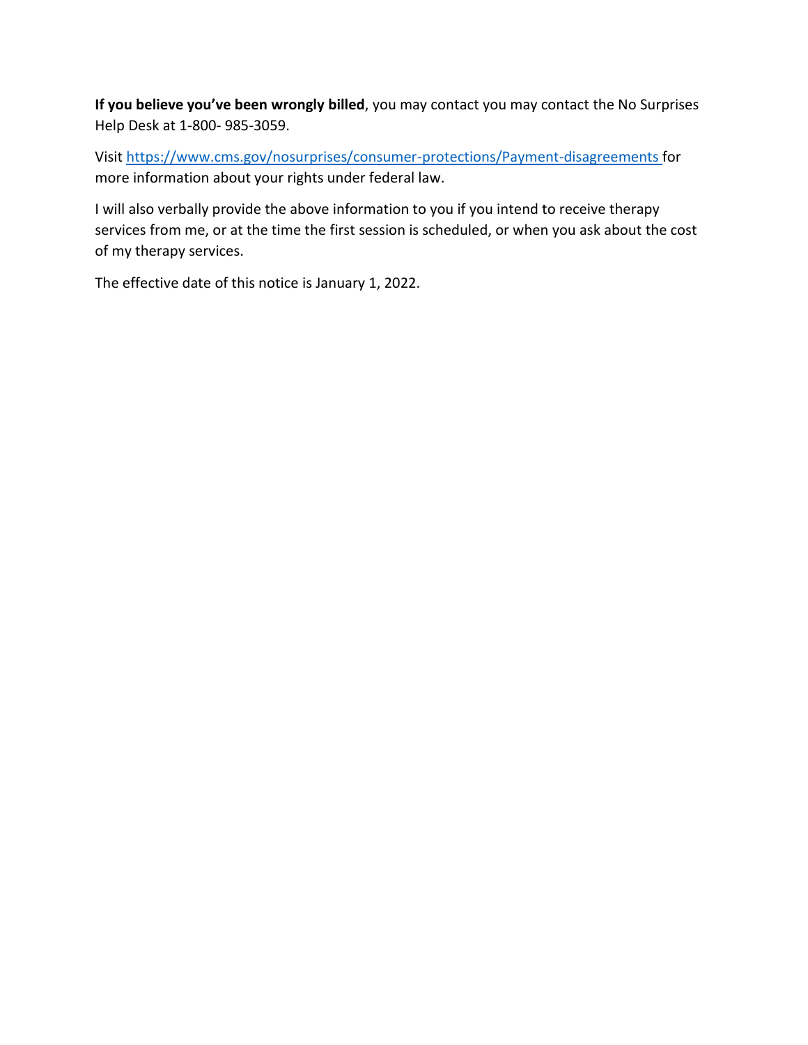**If you believe you've been wrongly billed**, you may contact you may contact the No Surprises Help Desk at 1-800- 985-3059.

Visit https://www.cms.gov/nosurprises/consumer-protections/Payment-disagreements for more information about your rights under federal law.

I will also verbally provide the above information to you if you intend to receive therapy services from me, or at the time the first session is scheduled, or when you ask about the cost of my therapy services.

The effective date of this notice is January 1, 2022.